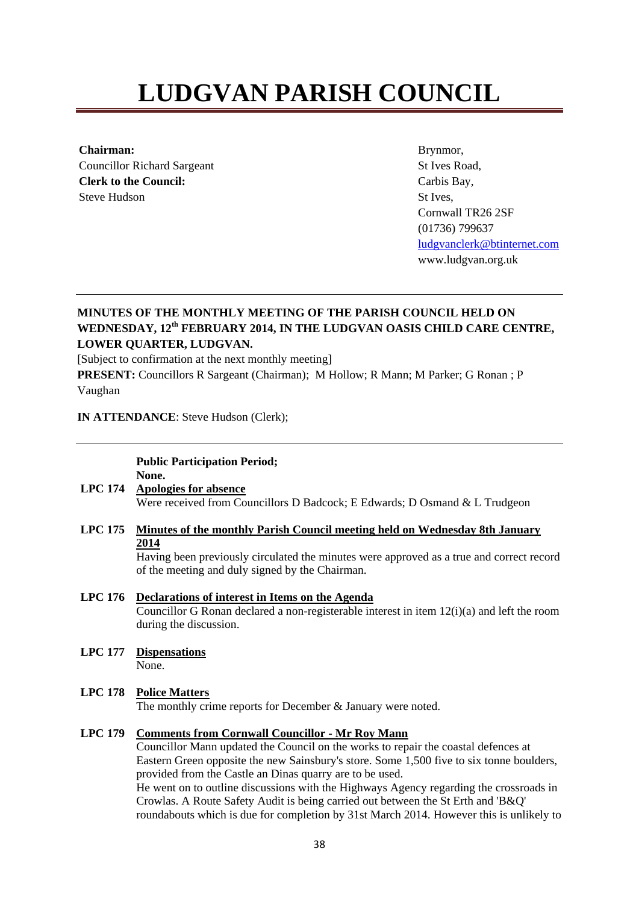# LUDGVAN PARISH COUNCIL

**Chairman:**
Councillor Richard Sargeant
**Clerk to the Council:**
Steve Hudson

Brynmor,
St Ives Road,
Carbis Bay,
St Ives,
Cornwall TR26 2SF
(01736) 799637
ludgvanclerk@btinternet.com
www.ludgvan.org.uk

---

**MINUTES OF THE MONTHLY MEETING OF THE PARISH COUNCIL HELD ON WEDNESDAY, 12th FEBRUARY 2014, IN THE LUDGVAN OASIS CHILD CARE CENTRE, LOWER QUARTER, LUDGVAN.**

[Subject to confirmation at the next monthly meeting]

**PRESENT:** Councillors R Sargeant (Chairman); M Hollow; R Mann; M Parker; G Ronan ; P Vaughan

**IN ATTENDANCE**: Steve Hudson (Clerk);

---

**Public Participation Period;**
**None.**

**LPC 174** **Apologies for absence**
Were received from Councillors D Badcock; E Edwards; D Osmand & L Trudgeon

**LPC 175** **Minutes of the monthly Parish Council meeting held on Wednesday 8th January 2014**
Having been previously circulated the minutes were approved as a true and correct record of the meeting and duly signed by the Chairman.

**LPC 176** **Declarations of interest in Items on the Agenda**
Councillor G Ronan declared a non-registerable interest in item 12(i)(a) and left the room during the discussion.

**LPC 177** **Dispensations**
None.

**LPC 178** **Police Matters**
The monthly crime reports for December & January were noted.

**LPC 179** **Comments from Cornwall Councillor - Mr Roy Mann**
Councillor Mann updated the Council on the works to repair the coastal defences at Eastern Green opposite the new Sainsbury's store. Some 1,500 five to six tonne boulders, provided from the Castle an Dinas quarry are to be used.
He went on to outline discussions with the Highways Agency regarding the crossroads in Crowlas. A Route Safety Audit is being carried out between the St Erth and 'B&Q' roundabouts which is due for completion by 31st March 2014. However this is unlikely to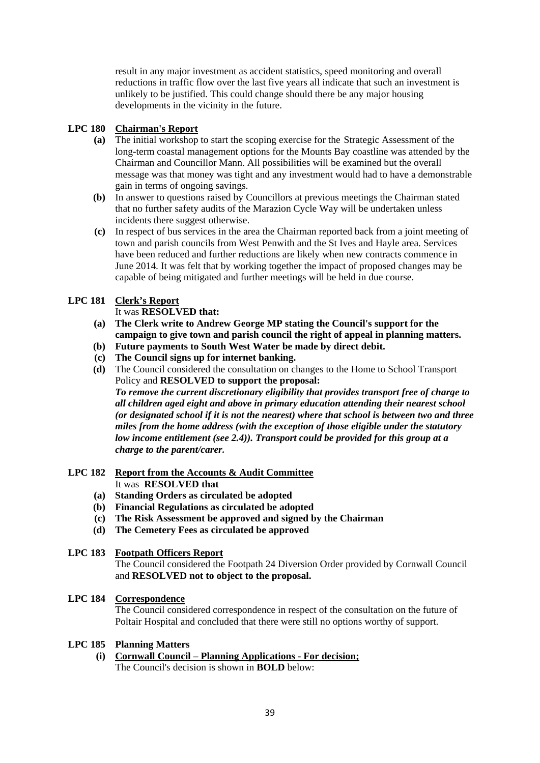result in any major investment as accident statistics, speed monitoring and overall reductions in traffic flow over the last five years all indicate that such an investment is unlikely to be justified. This could change should there be any major housing developments in the vicinity in the future.

**LPC 180 Chairman's Report**

**(a)** The initial workshop to start the scoping exercise for the Strategic Assessment of the long-term coastal management options for the Mounts Bay coastline was attended by the Chairman and Councillor Mann. All possibilities will be examined but the overall message was that money was tight and any investment would had to have a demonstrable gain in terms of ongoing savings.

**(b)** In answer to questions raised by Councillors at previous meetings the Chairman stated that no further safety audits of the Marazion Cycle Way will be undertaken unless incidents there suggest otherwise.

**(c)** In respect of bus services in the area the Chairman reported back from a joint meeting of town and parish councils from West Penwith and the St Ives and Hayle area. Services have been reduced and further reductions are likely when new contracts commence in June 2014. It was felt that by working together the impact of proposed changes may be capable of being mitigated and further meetings will be held in due course.

**LPC 181 Clerk's Report**

It was **RESOLVED that:**

**(a)** **The Clerk write to Andrew George MP stating the Council's support for the campaign to give town and parish council the right of appeal in planning matters.**

**(b)** **Future payments to South West Water be made by direct debit.**

**(c)** **The Council signs up for internet banking.**

**(d)** The Council considered the consultation on changes to the Home to School Transport Policy and **RESOLVED to support the proposal:**
***To remove the current discretionary eligibility that provides transport free of charge to all children aged eight and above in primary education attending their nearest school (or designated school if it is not the nearest) where that school is between two and three miles from the home address (with the exception of those eligible under the statutory low income entitlement (see 2.4)). Transport could be provided for this group at a charge to the parent/carer.***

**LPC 182 Report from the Accounts & Audit Committee**

It was **RESOLVED that**

**(a)** **Standing Orders as circulated be adopted**

**(b)** **Financial Regulations as circulated be adopted**

**(c)** **The Risk Assessment be approved and signed by the Chairman**

**(d)** **The Cemetery Fees as circulated be approved**

**LPC 183 Footpath Officers Report**

The Council considered the Footpath 24 Diversion Order provided by Cornwall Council and **RESOLVED not to object to the proposal.**

**LPC 184 Correspondence**

The Council considered correspondence in respect of the consultation on the future of Poltair Hospital and concluded that there were still no options worthy of support.

**LPC 185 Planning Matters**

**(i)** **Cornwall Council – Planning Applications - For decision;**

The Council's decision is shown in **BOLD** below: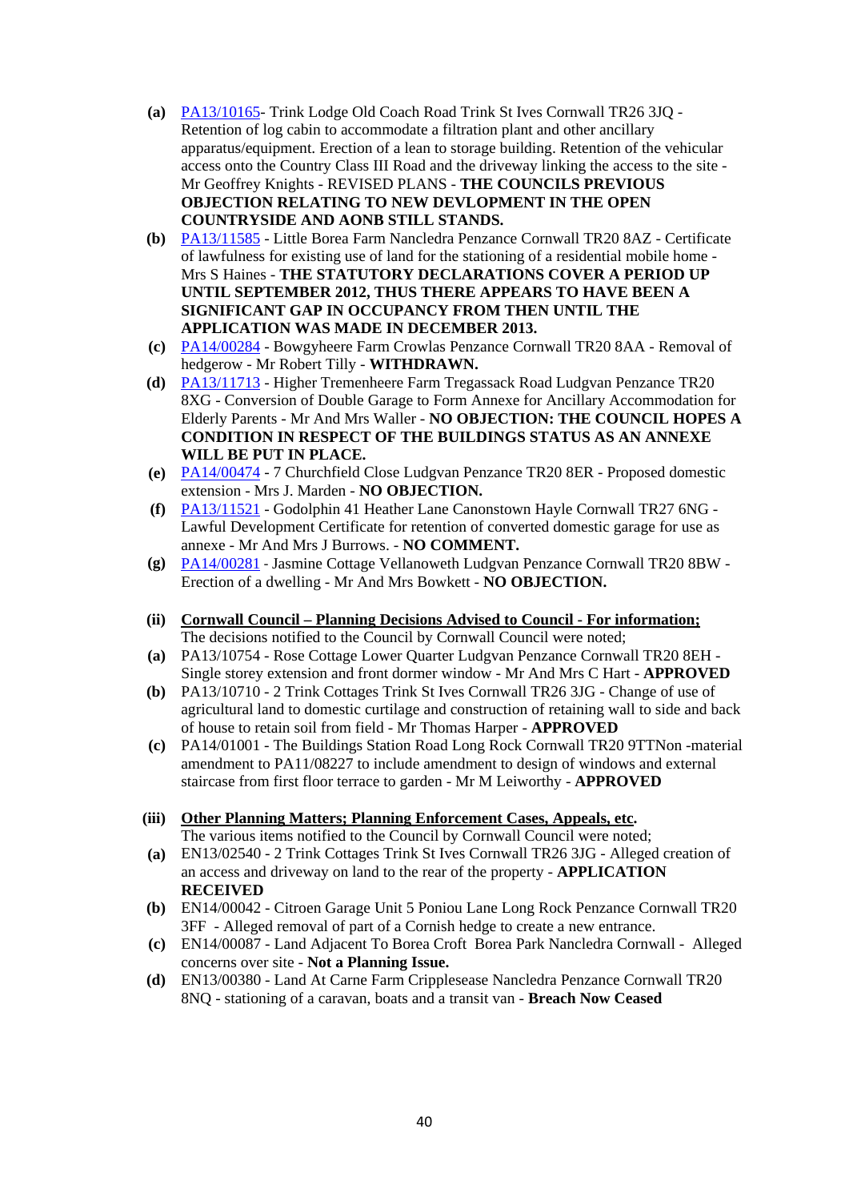- **(a)** PA13/10165- Trink Lodge Old Coach Road Trink St Ives Cornwall TR26 3JQ - Retention of log cabin to accommodate a filtration plant and other ancillary apparatus/equipment. Erection of a lean to storage building. Retention of the vehicular access onto the Country Class III Road and the driveway linking the access to the site - Mr Geoffrey Knights - REVISED PLANS - **THE COUNCILS PREVIOUS OBJECTION RELATING TO NEW DEVLOPMENT IN THE OPEN COUNTRYSIDE AND AONB STILL STANDS.**
- **(b)** PA13/11585 - Little Borea Farm Nancledra Penzance Cornwall TR20 8AZ - Certificate of lawfulness for existing use of land for the stationing of a residential mobile home - Mrs S Haines - **THE STATUTORY DECLARATIONS COVER A PERIOD UP UNTIL SEPTEMBER 2012, THUS THERE APPEARS TO HAVE BEEN A SIGNIFICANT GAP IN OCCUPANCY FROM THEN UNTIL THE APPLICATION WAS MADE IN DECEMBER 2013.**
- **(c)** PA14/00284 - Bowgyheere Farm Crowlas Penzance Cornwall TR20 8AA - Removal of hedgerow - Mr Robert Tilly - **WITHDRAWN.**
- **(d)** PA13/11713 - Higher Tremenheere Farm Tregassack Road Ludgvan Penzance TR20 8XG - Conversion of Double Garage to Form Annexe for Ancillary Accommodation for Elderly Parents - Mr And Mrs Waller - **NO OBJECTION: THE COUNCIL HOPES A CONDITION IN RESPECT OF THE BUILDINGS STATUS AS AN ANNEXE WILL BE PUT IN PLACE.**
- **(e)** PA14/00474 - 7 Churchfield Close Ludgvan Penzance TR20 8ER - Proposed domestic extension - Mrs J. Marden - **NO OBJECTION.**
- **(f)** PA13/11521 - Godolphin 41 Heather Lane Canonstown Hayle Cornwall TR27 6NG - Lawful Development Certificate for retention of converted domestic garage for use as annexe - Mr And Mrs J Burrows. - **NO COMMENT.**
- **(g)** PA14/00281 - Jasmine Cottage Vellanoweth Ludgvan Penzance Cornwall TR20 8BW - Erection of a dwelling - Mr And Mrs Bowkett - **NO OBJECTION.**

**(ii)** **<u>Cornwall Council – Planning Decisions Advised to Council - For information;</u>**

The decisions notified to the Council by Cornwall Council were noted;

- **(a)** PA13/10754 - Rose Cottage Lower Quarter Ludgvan Penzance Cornwall TR20 8EH - Single storey extension and front dormer window - Mr And Mrs C Hart - **APPROVED**
- **(b)** PA13/10710 - 2 Trink Cottages Trink St Ives Cornwall TR26 3JG - Change of use of agricultural land to domestic curtilage and construction of retaining wall to side and back of house to retain soil from field - Mr Thomas Harper - **APPROVED**
- **(c)** PA14/01001 - The Buildings Station Road Long Rock Cornwall TR20 9TTNon -material amendment to PA11/08227 to include amendment to design of windows and external staircase from first floor terrace to garden - Mr M Leiworthy - **APPROVED**

**(iii)** **<u>Other Planning Matters; Planning Enforcement Cases, Appeals, etc.</u>**

The various items notified to the Council by Cornwall Council were noted;

- **(a)** EN13/02540 - 2 Trink Cottages Trink St Ives Cornwall TR26 3JG - Alleged creation of an access and driveway on land to the rear of the property - **APPLICATION RECEIVED**
- **(b)** EN14/00042 - Citroen Garage Unit 5 Poniou Lane Long Rock Penzance Cornwall TR20 3FF - Alleged removal of part of a Cornish hedge to create a new entrance.
- **(c)** EN14/00087 - Land Adjacent To Borea Croft Borea Park Nancledra Cornwall - Alleged concerns over site - **Not a Planning Issue.**
- **(d)** EN13/00380 - Land At Carne Farm Cripplesease Nancledra Penzance Cornwall TR20 8NQ - stationing of a caravan, boats and a transit van - **Breach Now Ceased**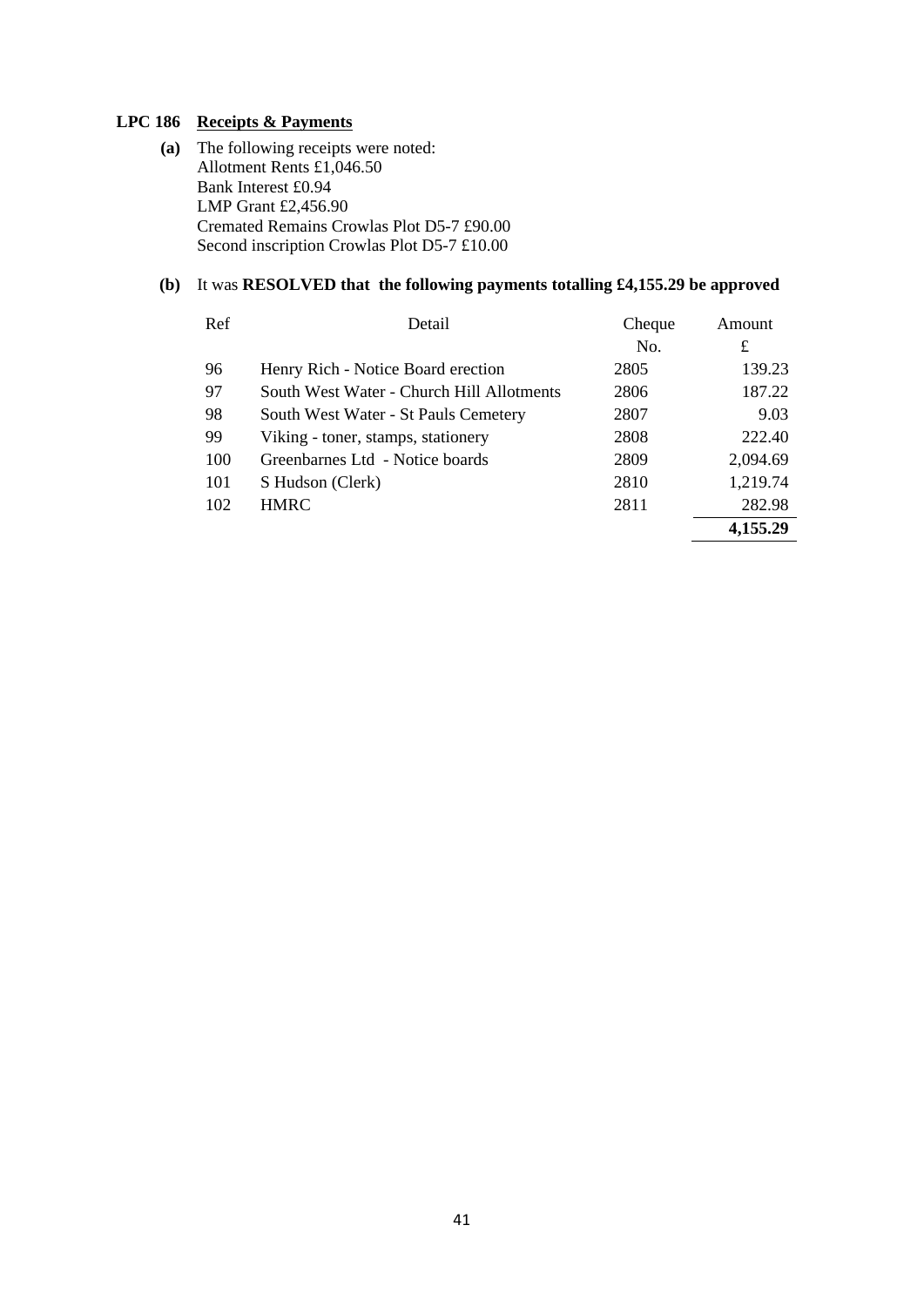**LPC 186 Receipts & Payments**

**(a)** The following receipts were noted:
Allotment Rents £1,046.50
Bank Interest £0.94
LMP Grant £2,456.90
Cremated Remains Crowlas Plot D5-7 £90.00
Second inscription Crowlas Plot D5-7 £10.00

**(b)** It was **RESOLVED that the following payments totalling £4,155.29 be approved**

| Ref | Detail | Cheque No. | Amount £ |
|---|---|---|---|
| 96 | Henry Rich - Notice Board erection | 2805 | 139.23 |
| 97 | South West Water - Church Hill Allotments | 2806 | 187.22 |
| 98 | South West Water - St Pauls Cemetery | 2807 | 9.03 |
| 99 | Viking - toner, stamps, stationery | 2808 | 222.40 |
| 100 | Greenbarnes Ltd - Notice boards | 2809 | 2,094.69 |
| 101 | S Hudson (Clerk) | 2810 | 1,219.74 |
| 102 | HMRC | 2811 | 282.98 |
| | | | **4,155.29** |